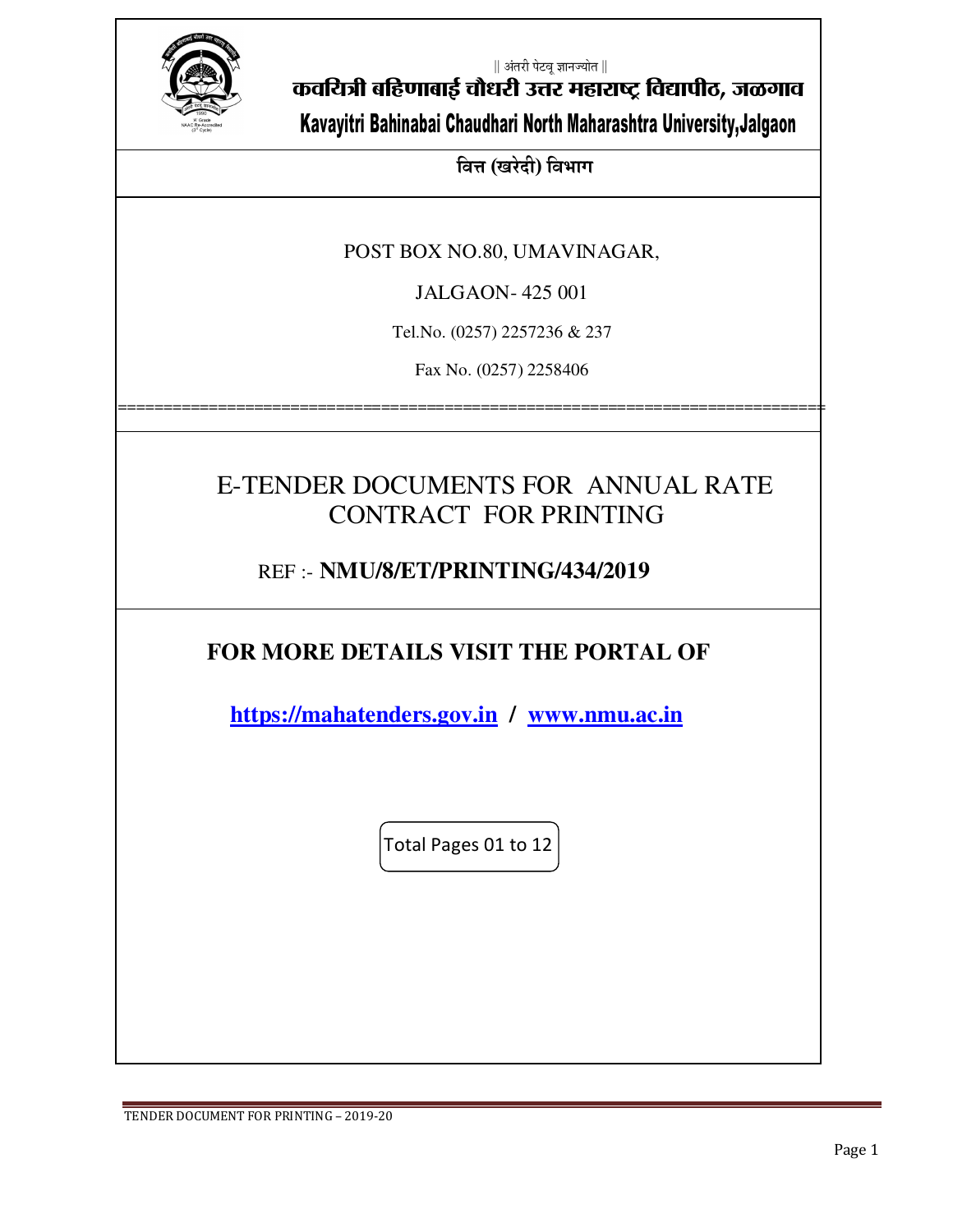|| अंतरी पेटवू ज्ञानज्योत ||

# कवयित्री बहिणाबाई चौधरी उत्तर महाराष्ट्र विद्यापीठ, जळगाव

# Kavayitri Bahinabai Chaudhari North Maharashtra University,Jalgaon

**वित्त (खरेदी) विभाग**

POST BOX NO.80, UMAVINAGAR,

JALGAON- 425 001

Tel.No. (0257) 2257236 & 237

Fax No. (0257) 2258406

==========================================================================

## E-TENDER DOCUMENTS FOR ANNUAL RATE CONTRACT FOR PRINTING

REF :- **NMU/8/ET/PRINTING/434/2019**

## FOR MORE DETAILS VISIT THE PORTAL OF

**[https://mahatenders.gov.in](https://mahatenders.gov.in) / [www.nmu.ac.in](http://www.nmu.ac.in)**

Total Pages 01 to 12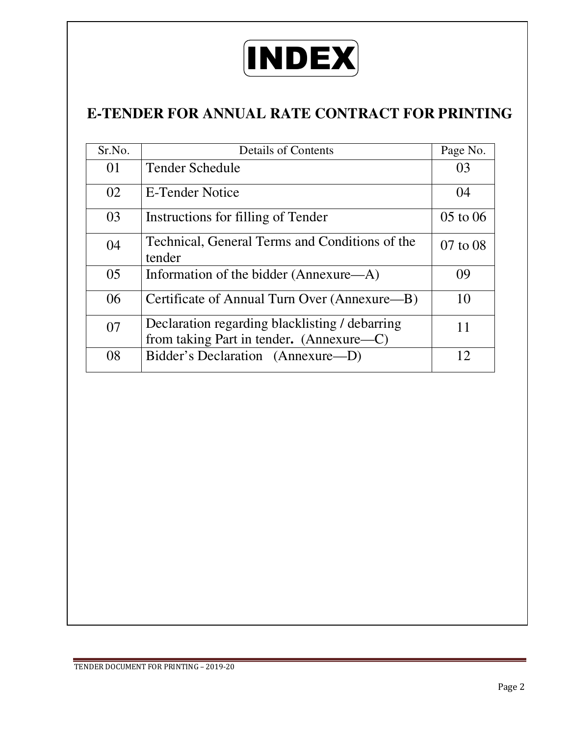# INDEX

## E-TENDER FOR ANNUAL RATE CONTRACT FOR PRINTING

| Sr.No. | Details of Contents | Page No. |
|---|---|---|
| 01 | Tender Schedule | 03 |
| 02 | E-Tender Notice | 04 |
| 03 | Instructions for filling of Tender | 05 to 06 |
| 04 | Technical, General Terms and Conditions of the tender | 07 to 08 |
| 05 | Information of the bidder (Annexure—A) | 09 |
| 06 | Certificate of Annual Turn Over (Annexure—B) | 10 |
| 07 | Declaration regarding blacklisting / debarring from taking Part in tender. (Annexure—C) | 11 |
| 08 | Bidder's Declaration (Annexure—D) | 12 |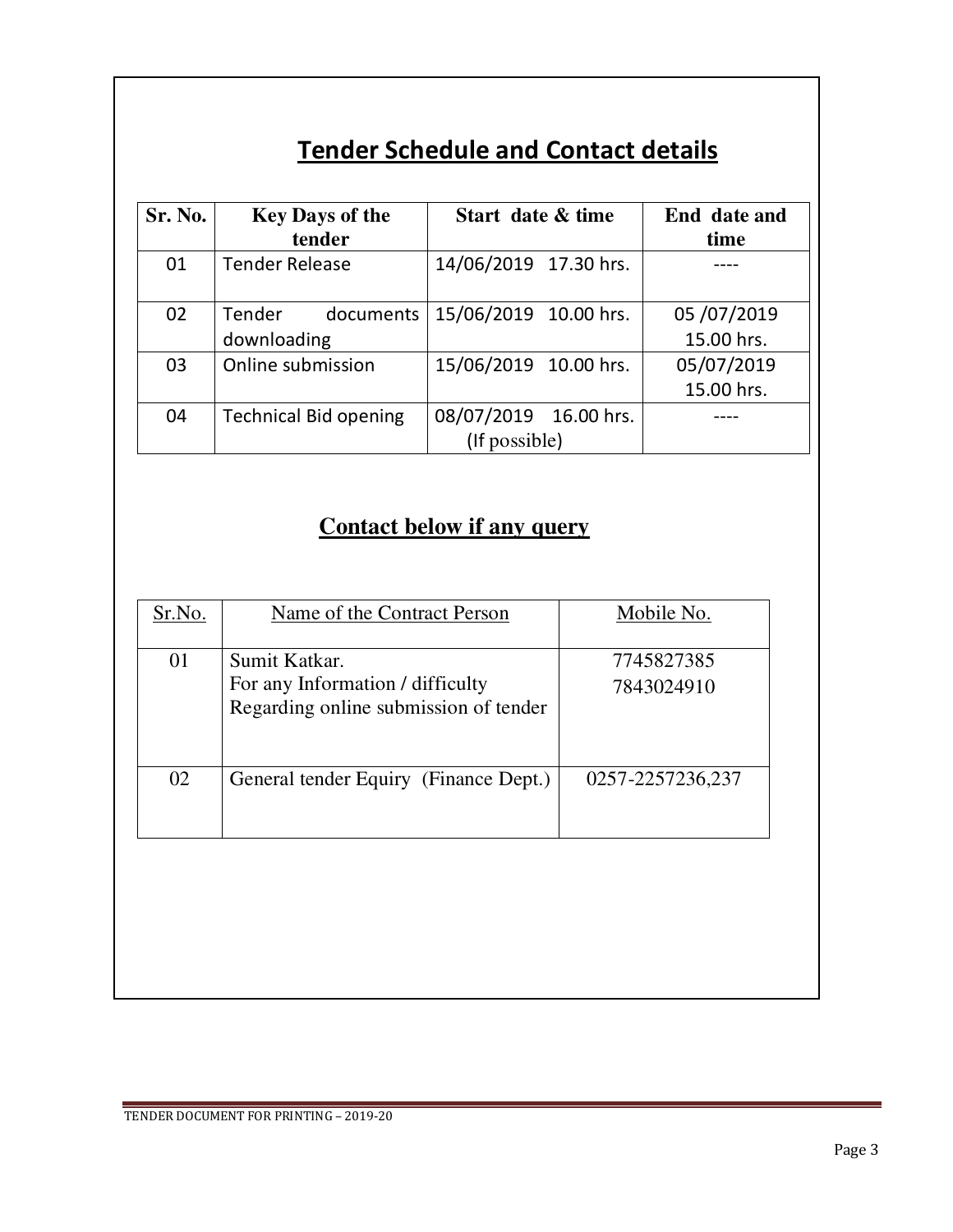## Tender Schedule and Contact details

| Sr. No. | Key Days of the tender | Start date & time | End date and time |
|---|---|---|---|
| 01 | Tender Release | 14/06/2019 17.30 hrs. | ---- |
| 02 | Tender documents downloading | 15/06/2019 10.00 hrs. | 05 /07/2019 15.00 hrs. |
| 03 | Online submission | 15/06/2019 10.00 hrs. | 05/07/2019 15.00 hrs. |
| 04 | Technical Bid opening | 08/07/2019 16.00 hrs. (If possible) | ---- |

## Contact below if any query

| Sr.No. | Name of the Contract Person | Mobile No. |
|---|---|---|
| 01 | Sumit Katkar. For any Information / difficulty Regarding online submission of tender | 7745827385 7843024910 |
| 02 | General tender Equiry (Finance Dept.) | 0257-2257236,237 |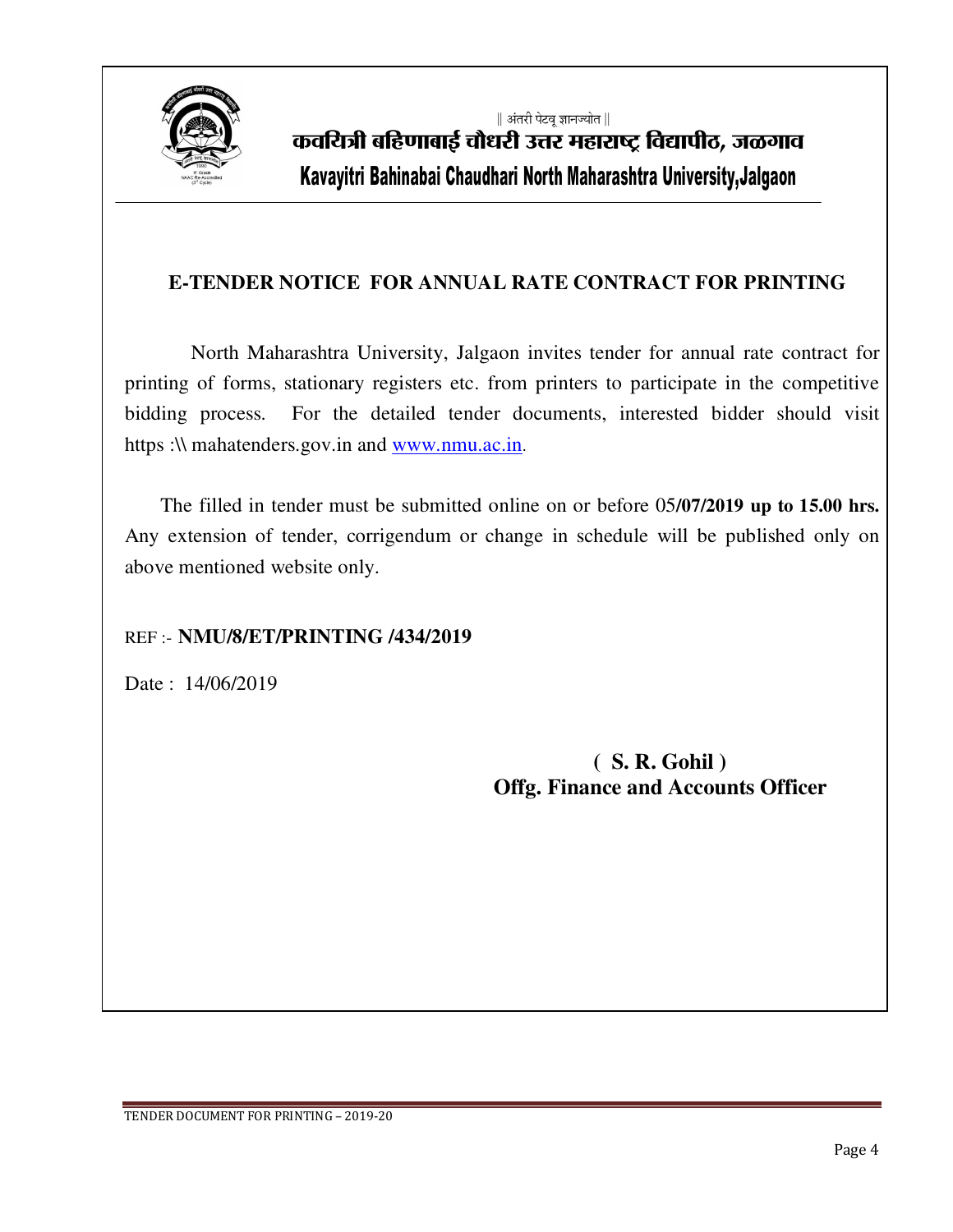|| अंतरी पेटवू ज्ञानज्योत ||

**कवयित्री बहिणाबाई चौधरी उत्तर महाराष्ट्र विद्यापीठ, जळगाव**

**Kavayitri Bahinabai Chaudhari North Maharashtra University,Jalgaon**

## E-TENDER NOTICE FOR ANNUAL RATE CONTRACT FOR PRINTING

North Maharashtra University, Jalgaon invites tender for annual rate contract for printing of forms, stationary registers etc. from printers to participate in the competitive bidding process. For the detailed tender documents, interested bidder should visit https :\\ mahatenders.gov.in and www.nmu.ac.in.

The filled in tender must be submitted online on or before 05**/07/2019 up to 15.00 hrs.** Any extension of tender, corrigendum or change in schedule will be published only on above mentioned website only.

REF :- **NMU/8/ET/PRINTING /434/2019**

Date : 14/06/2019

**( S. R. Gohil )**
**Offg. Finance and Accounts Officer**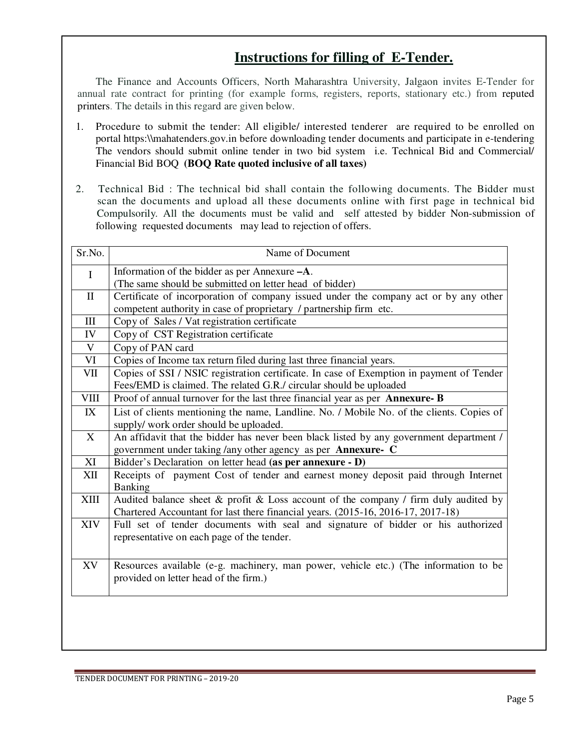## Instructions for filling of E-Tender.

The Finance and Accounts Officers, North Maharashtra University, Jalgaon invites E-Tender for annual rate contract for printing (for example forms, registers, reports, stationary etc.) from reputed printers. The details in this regard are given below.

1. Procedure to submit the tender: All eligible/ interested tenderer are required to be enrolled on portal https:\\mahatenders.gov.in before downloading tender documents and participate in e-tendering The vendors should submit online tender in two bid system i.e. Technical Bid and Commercial/ Financial Bid BOQ **(BOQ Rate quoted inclusive of all taxes)**

2. Technical Bid : The technical bid shall contain the following documents. The Bidder must scan the documents and upload all these documents online with first page in technical bid Compulsorily. All the documents must be valid and self attested by bidder Non-submission of following requested documents may lead to rejection of offers.

| Sr.No. | Name of Document |
|---|---|
| I | Information of the bidder as per Annexure **–A**. (The same should be submitted on letter head of bidder) |
| II | Certificate of incorporation of company issued under the company act or by any other competent authority in case of proprietary / partnership firm etc. |
| III | Copy of Sales / Vat registration certificate |
| IV | Copy of CST Registration certificate |
| V | Copy of PAN card |
| VI | Copies of Income tax return filed during last three financial years. |
| VII | Copies of SSI / NSIC registration certificate. In case of Exemption in payment of Tender Fees/EMD is claimed. The related G.R./ circular should be uploaded |
| VIII | Proof of annual turnover for the last three financial year as per **Annexure- B** |
| IX | List of clients mentioning the name, Landline. No. / Mobile No. of the clients. Copies of supply/ work order should be uploaded. |
| X | An affidavit that the bidder has never been black listed by any government department / government under taking /any other agency as per **Annexure- C** |
| XI | Bidder's Declaration on letter head **(as per annexure - D)** |
| XII | Receipts of payment Cost of tender and earnest money deposit paid through Internet Banking |
| XIII | Audited balance sheet & profit & Loss account of the company / firm duly audited by Chartered Accountant for last there financial years. (2015-16, 2016-17, 2017-18) |
| XIV | Full set of tender documents with seal and signature of bidder or his authorized representative on each page of the tender. |
| XV | Resources available (e-g. machinery, man power, vehicle etc.) (The information to be provided on letter head of the firm.) |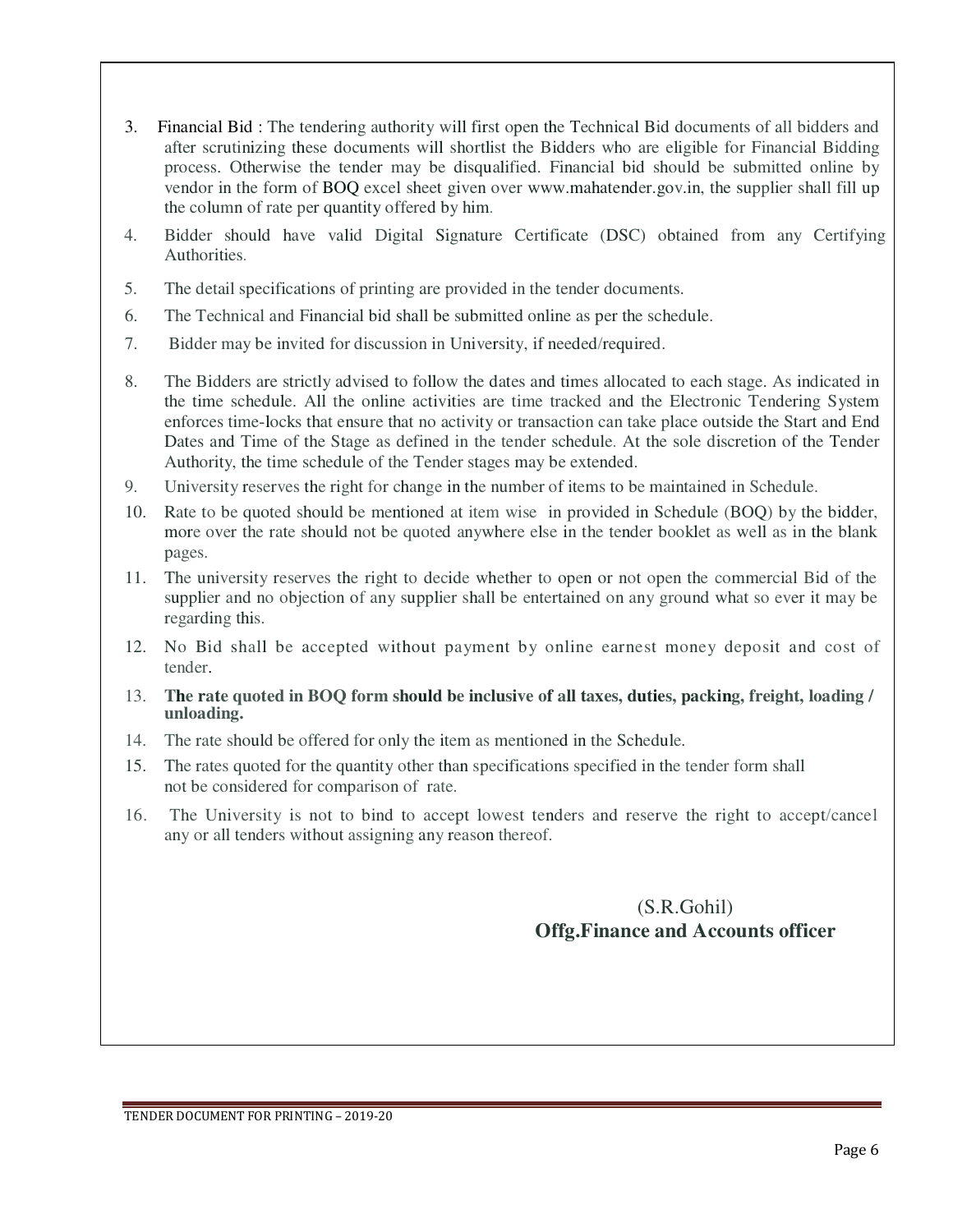3. Financial Bid : The tendering authority will first open the Technical Bid documents of all bidders and after scrutinizing these documents will shortlist the Bidders who are eligible for Financial Bidding process. Otherwise the tender may be disqualified. Financial bid should be submitted online by vendor in the form of BOQ excel sheet given over www.mahatender.gov.in, the supplier shall fill up the column of rate per quantity offered by him.
4. Bidder should have valid Digital Signature Certificate (DSC) obtained from any Certifying Authorities.
5. The detail specifications of printing are provided in the tender documents.
6. The Technical and Financial bid shall be submitted online as per the schedule.
7. Bidder may be invited for discussion in University, if needed/required.
8. The Bidders are strictly advised to follow the dates and times allocated to each stage. As indicated in the time schedule. All the online activities are time tracked and the Electronic Tendering System enforces time-locks that ensure that no activity or transaction can take place outside the Start and End Dates and Time of the Stage as defined in the tender schedule. At the sole discretion of the Tender Authority, the time schedule of the Tender stages may be extended.
9. University reserves the right for change in the number of items to be maintained in Schedule.
10. Rate to be quoted should be mentioned at item wise in provided in Schedule (BOQ) by the bidder, more over the rate should not be quoted anywhere else in the tender booklet as well as in the blank pages.
11. The university reserves the right to decide whether to open or not open the commercial Bid of the supplier and no objection of any supplier shall be entertained on any ground what so ever it may be regarding this.
12. No Bid shall be accepted without payment by online earnest money deposit and cost of tender.
13. **The rate quoted in BOQ form should be inclusive of all taxes, duties, packing, freight, loading / unloading.**
14. The rate should be offered for only the item as mentioned in the Schedule.
15. The rates quoted for the quantity other than specifications specified in the tender form shall not be considered for comparison of rate.
16. The University is not to bind to accept lowest tenders and reserve the right to accept/cancel any or all tenders without assigning any reason thereof.

(S.R.Gohil)
**Offg.Finance and Accounts officer**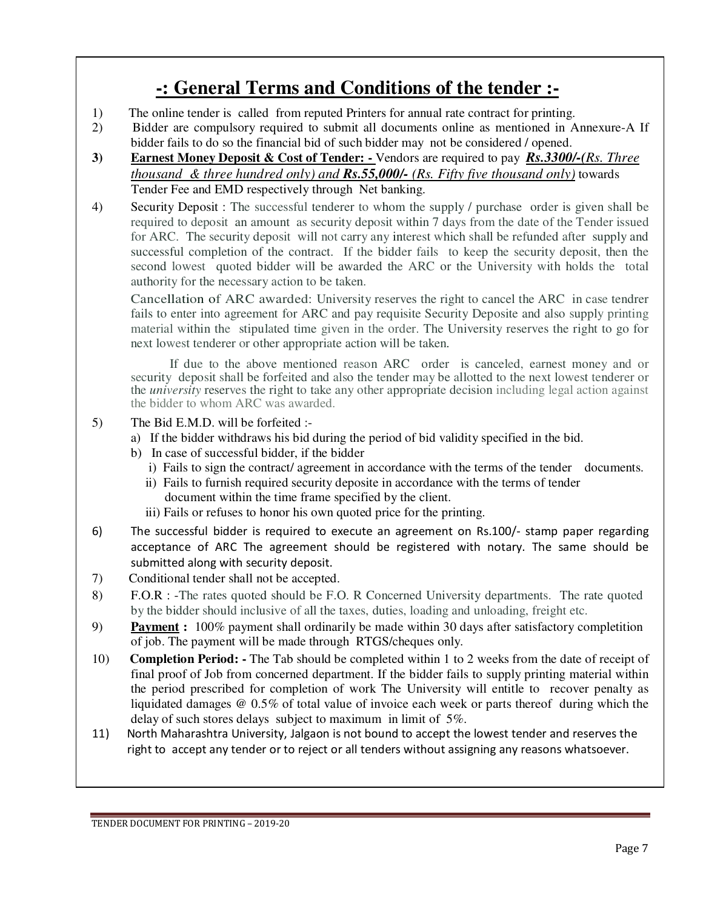# -: General Terms and Conditions of the tender :-

1) The online tender is called from reputed Printers for annual rate contract for printing.

2) Bidder are compulsory required to submit all documents online as mentioned in Annexure-A If bidder fails to do so the financial bid of such bidder may not be considered / opened.

3) **Earnest Money Deposit & Cost of Tender: -** Vendors are required to pay ***Rs.3300/-*(*Rs. Three thousand & three hundred only) and **Rs.55,000/-** (Rs. Fifty five thousand only)* towards Tender Fee and EMD respectively through Net banking.

4) Security Deposit : The successful tenderer to whom the supply / purchase order is given shall be required to deposit an amount as security deposit within 7 days from the date of the Tender issued for ARC. The security deposit will not carry any interest which shall be refunded after supply and successful completion of the contract. If the bidder fails to keep the security deposit, then the second lowest quoted bidder will be awarded the ARC or the University with holds the total authority for the necessary action to be taken.

   Cancellation of ARC awarded: University reserves the right to cancel the ARC in case tendrer fails to enter into agreement for ARC and pay requisite Security Deposite and also supply printing material within the stipulated time given in the order. The University reserves the right to go for next lowest tenderer or other appropriate action will be taken.

   If due to the above mentioned reason ARC order is canceled, earnest money and or security deposit shall be forfeited and also the tender may be allotted to the next lowest tenderer or the *university* reserves the right to take any other appropriate decision including legal action against the bidder to whom ARC was awarded.

5) The Bid E.M.D. will be forfeited :-
   a) If the bidder withdraws his bid during the period of bid validity specified in the bid.
   b) In case of successful bidder, if the bidder
      i) Fails to sign the contract/ agreement in accordance with the terms of the tender documents.
      ii) Fails to furnish required security deposite in accordance with the terms of tender document within the time frame specified by the client.
      iii) Fails or refuses to honor his own quoted price for the printing.

6) The successful bidder is required to execute an agreement on Rs.100/- stamp paper regarding acceptance of ARC The agreement should be registered with notary. The same should be submitted along with security deposit.

7) Conditional tender shall not be accepted.

8) F.O.R : -The rates quoted should be F.O. R Concerned University departments. The rate quoted by the bidder should inclusive of all the taxes, duties, loading and unloading, freight etc.

9) **Payment :** 100% payment shall ordinarily be made within 30 days after satisfactory completition of job. The payment will be made through RTGS/cheques only.

10) **Completion Period: -** The Tab should be completed within 1 to 2 weeks from the date of receipt of final proof of Job from concerned department. If the bidder fails to supply printing material within the period prescribed for completion of work The University will entitle to recover penalty as liquidated damages @ 0.5% of total value of invoice each week or parts thereof during which the delay of such stores delays subject to maximum in limit of 5%.

11) North Maharashtra University, Jalgaon is not bound to accept the lowest tender and reserves the right to accept any tender or to reject or all tenders without assigning any reasons whatsoever.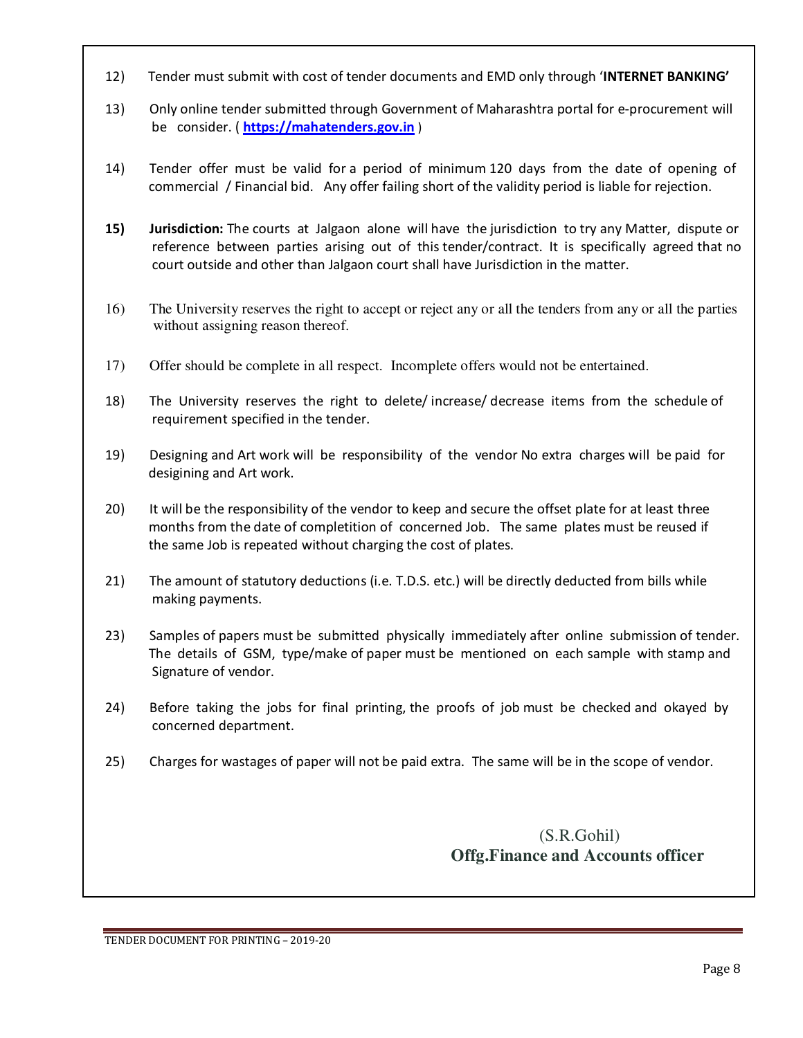12) Tender must submit with cost of tender documents and EMD only through '**INTERNET BANKING'**

13) Only online tender submitted through Government of Maharashtra portal for e-procurement will be consider. ( **https://mahatenders.gov.in** )

14) Tender offer must be valid for a period of minimum 120 days from the date of opening of commercial / Financial bid. Any offer failing short of the validity period is liable for rejection.

**15) Jurisdiction:** The courts at Jalgaon alone will have the jurisdiction to try any Matter, dispute or reference between parties arising out of this tender/contract. It is specifically agreed that no court outside and other than Jalgaon court shall have Jurisdiction in the matter.

16) The University reserves the right to accept or reject any or all the tenders from any or all the parties without assigning reason thereof.

17) Offer should be complete in all respect. Incomplete offers would not be entertained.

18) The University reserves the right to delete/ increase/ decrease items from the schedule of requirement specified in the tender.

19) Designing and Art work will be responsibility of the vendor No extra charges will be paid for desigining and Art work.

20) It will be the responsibility of the vendor to keep and secure the offset plate for at least three months from the date of completition of concerned Job. The same plates must be reused if the same Job is repeated without charging the cost of plates.

21) The amount of statutory deductions (i.e. T.D.S. etc.) will be directly deducted from bills while making payments.

23) Samples of papers must be submitted physically immediately after online submission of tender. The details of GSM, type/make of paper must be mentioned on each sample with stamp and Signature of vendor.

24) Before taking the jobs for final printing, the proofs of job must be checked and okayed by concerned department.

25) Charges for wastages of paper will not be paid extra. The same will be in the scope of vendor.

(S.R.Gohil)
**Offg.Finance and Accounts officer**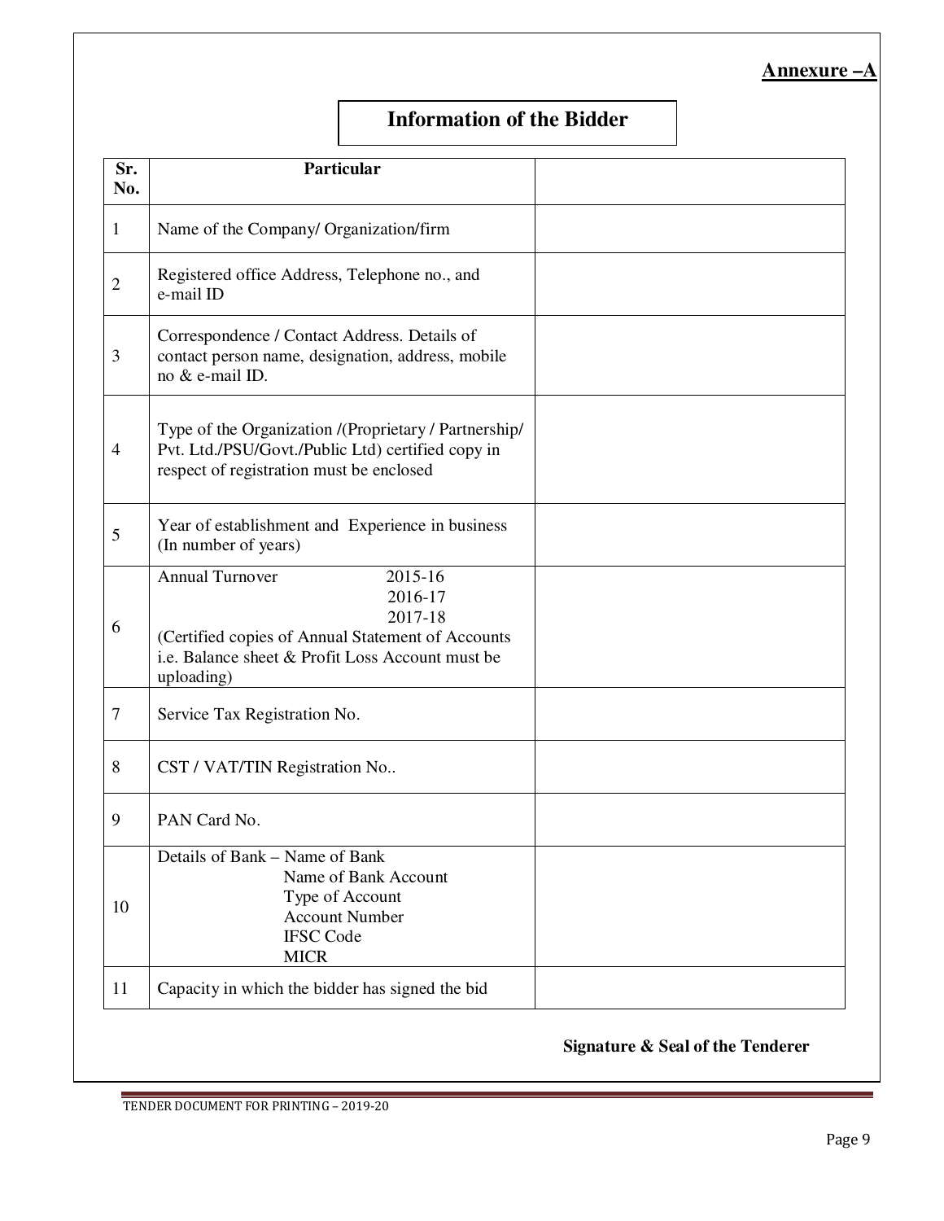**Annexure –A**

# Information of the Bidder

| Sr. No. | Particular | |
|---|---|---|
| 1 | Name of the Company/ Organization/firm | |
| 2 | Registered office Address, Telephone no., and e-mail ID | |
| 3 | Correspondence / Contact Address. Details of contact person name, designation, address, mobile no & e-mail ID. | |
| 4 | Type of the Organization /(Proprietary / Partnership/ Pvt. Ltd./PSU/Govt./Public Ltd) certified copy in respect of registration must be enclosed | |
| 5 | Year of establishment and Experience in business (In number of years) | |
| 6 | Annual Turnover 2015-16<br>2016-17<br>2017-18<br>(Certified copies of Annual Statement of Accounts i.e. Balance sheet & Profit Loss Account must be uploading) | |
| 7 | Service Tax Registration No. | |
| 8 | CST / VAT/TIN Registration No.. | |
| 9 | PAN Card No. | |
| 10 | Details of Bank – Name of Bank<br>Name of Bank Account<br>Type of Account<br>Account Number<br>IFSC Code<br>MICR | |
| 11 | Capacity in which the bidder has signed the bid | |

**Signature & Seal of the Tenderer**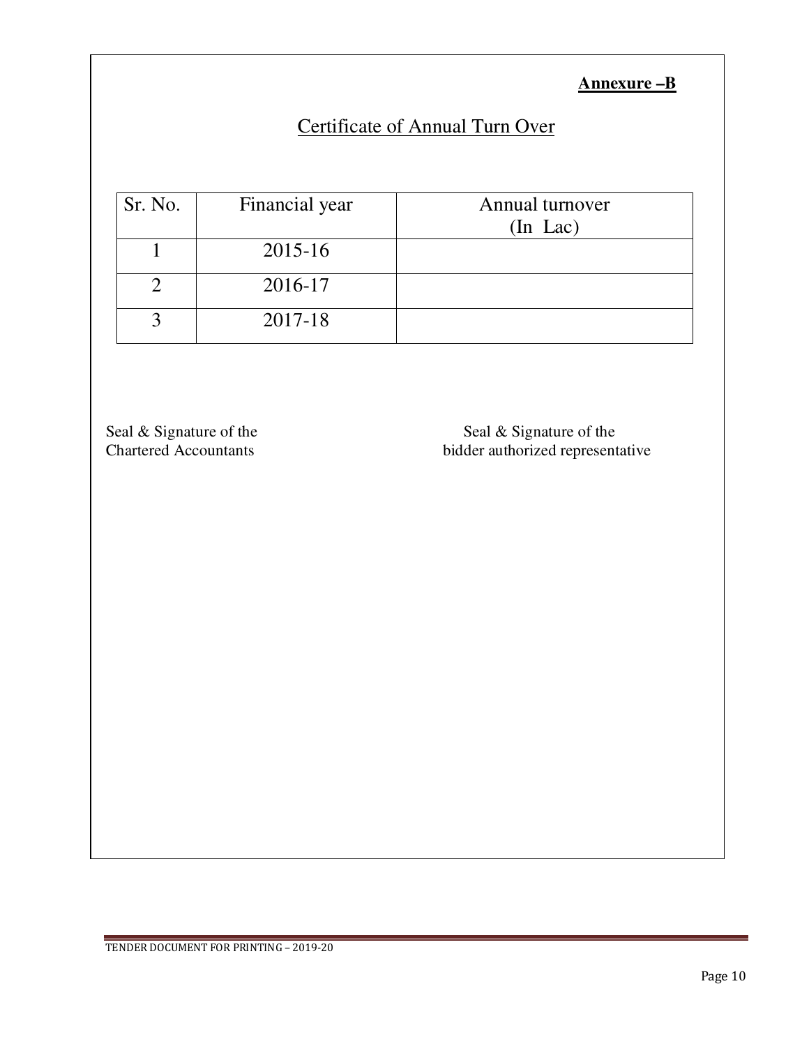**Annexure –B**

## Certificate of Annual Turn Over

| Sr. No. | Financial year | Annual turnover (In Lac) |
|---|---|---|
| 1 | 2015-16 | |
| 2 | 2016-17 | |
| 3 | 2017-18 | |

Seal & Signature of the
Chartered Accountants

Seal & Signature of the
bidder authorized representative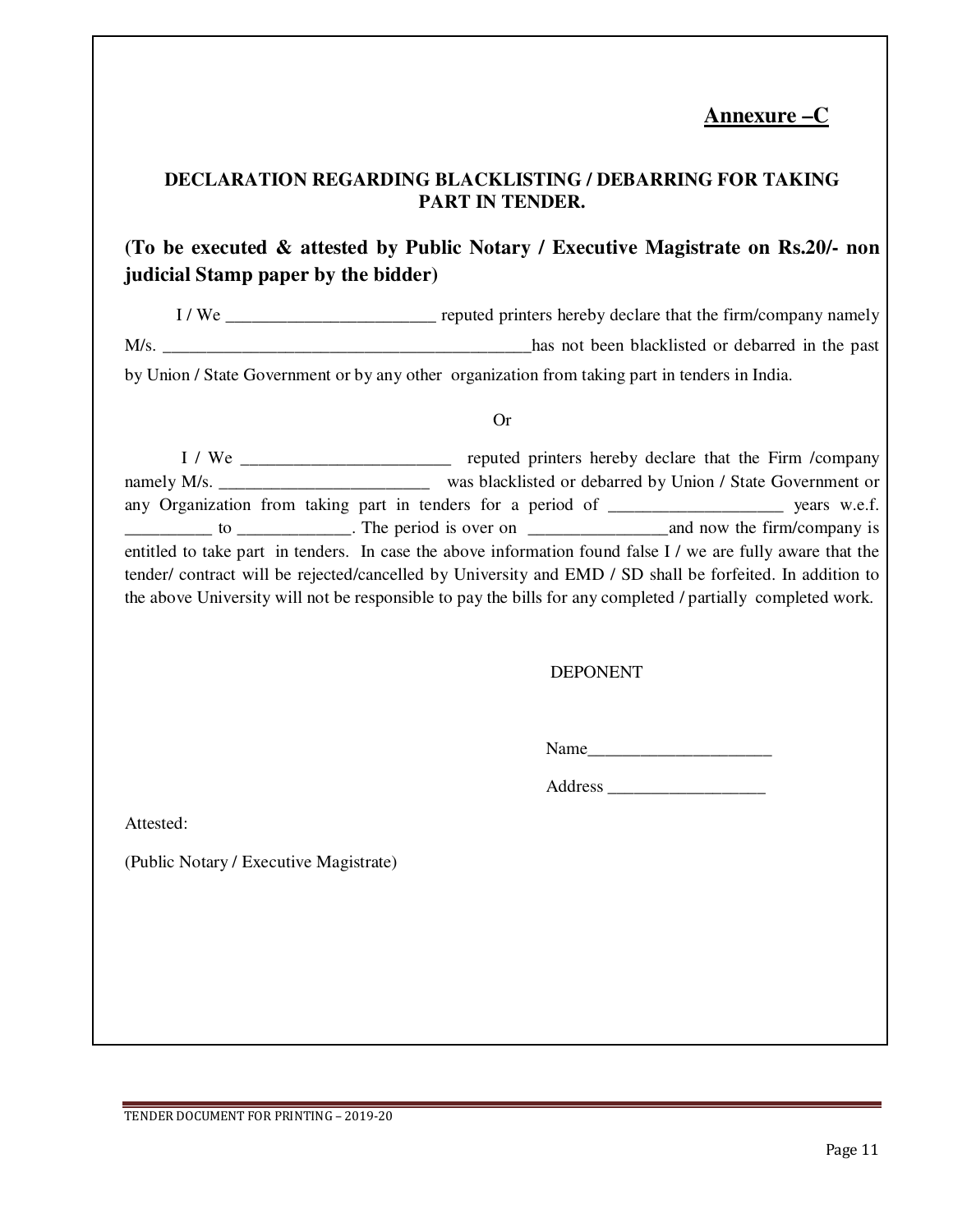**Annexure –C**

## DECLARATION REGARDING BLACKLISTING / DEBARRING FOR TAKING PART IN TENDER.

**(To be executed & attested by Public Notary / Executive Magistrate on Rs.20/- non judicial Stamp paper by the bidder)**

I / We ________________________ reputed printers hereby declare that the firm/company namely M/s. ___________________________________________has not been blacklisted or debarred in the past by Union / State Government or by any other organization from taking part in tenders in India.

Or

I / We ________________________ reputed printers hereby declare that the Firm /company namely M/s. ________________________ was blacklisted or debarred by Union / State Government or any Organization from taking part in tenders for a period of ___________________ years w.e.f. __________ to _____________. The period is over on ________________and now the firm/company is entitled to take part in tenders. In case the above information found false I / we are fully aware that the tender/ contract will be rejected/cancelled by University and EMD / SD shall be forfeited. In addition to the above University will not be responsible to pay the bills for any completed / partially completed work.

DEPONENT

Name_____________________

Address __________________

Attested:

(Public Notary / Executive Magistrate)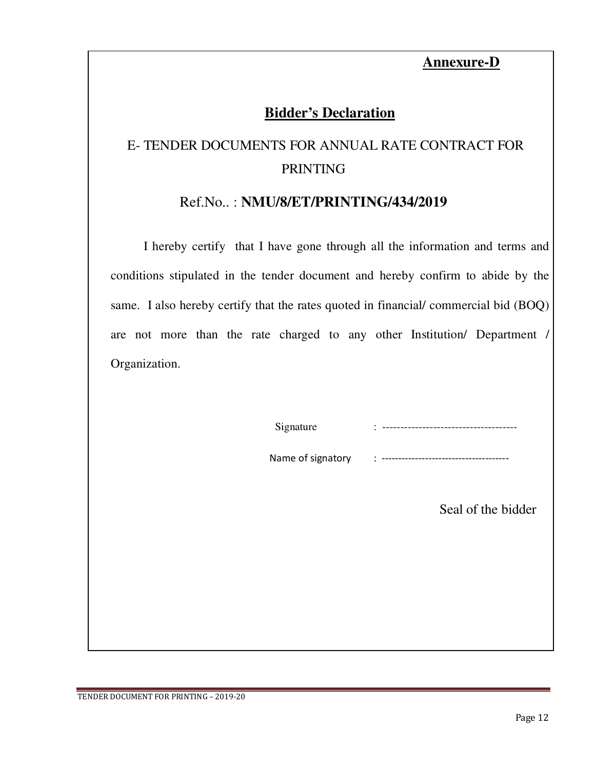**Annexure-D**

## Bidder's Declaration

E- TENDER DOCUMENTS FOR ANNUAL RATE CONTRACT FOR PRINTING

Ref.No.. : **NMU/8/ET/PRINTING/434/2019**

I hereby certify that I have gone through all the information and terms and conditions stipulated in the tender document and hereby confirm to abide by the same. I also hereby certify that the rates quoted in financial/ commercial bid (BOQ) are not more than the rate charged to any other Institution/ Department / Organization.

Signature : -------------------------------------

Name of signatory : -------------------------------------

Seal of the bidder